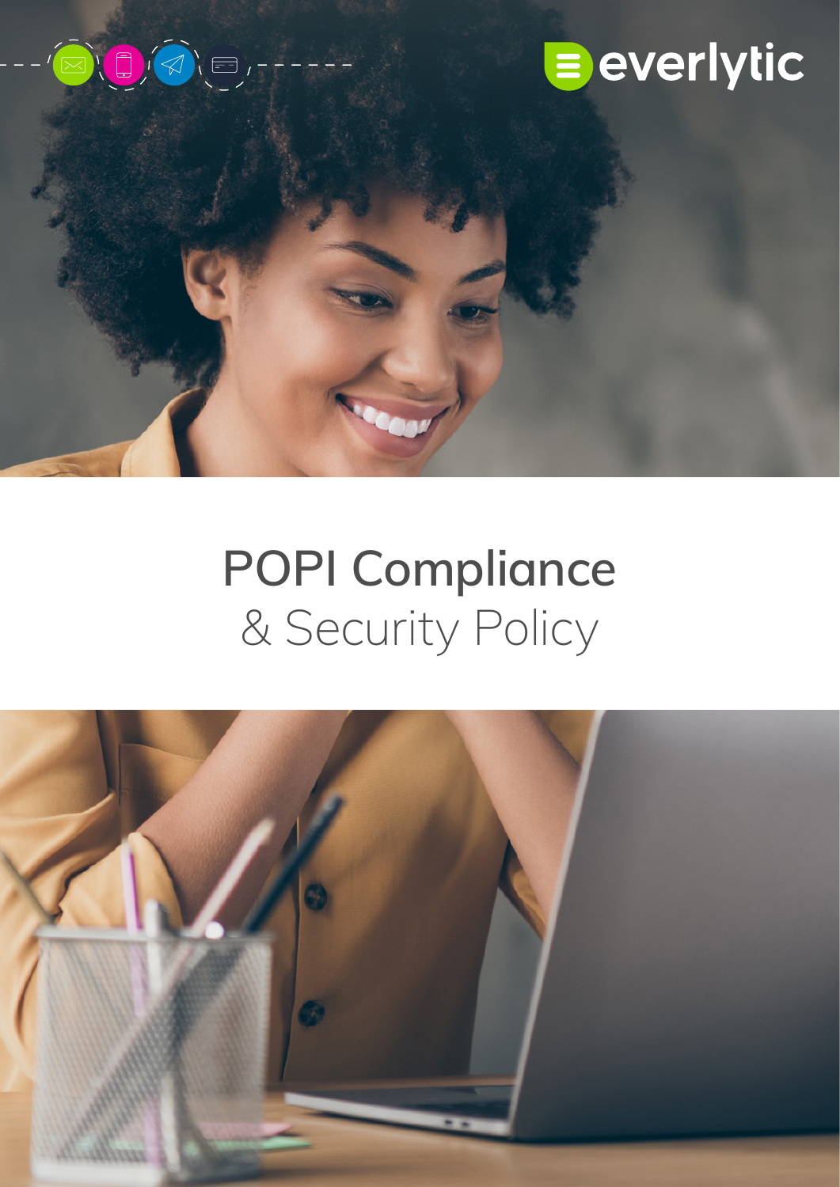everlytic

# POPI Compliance

## & Security Policy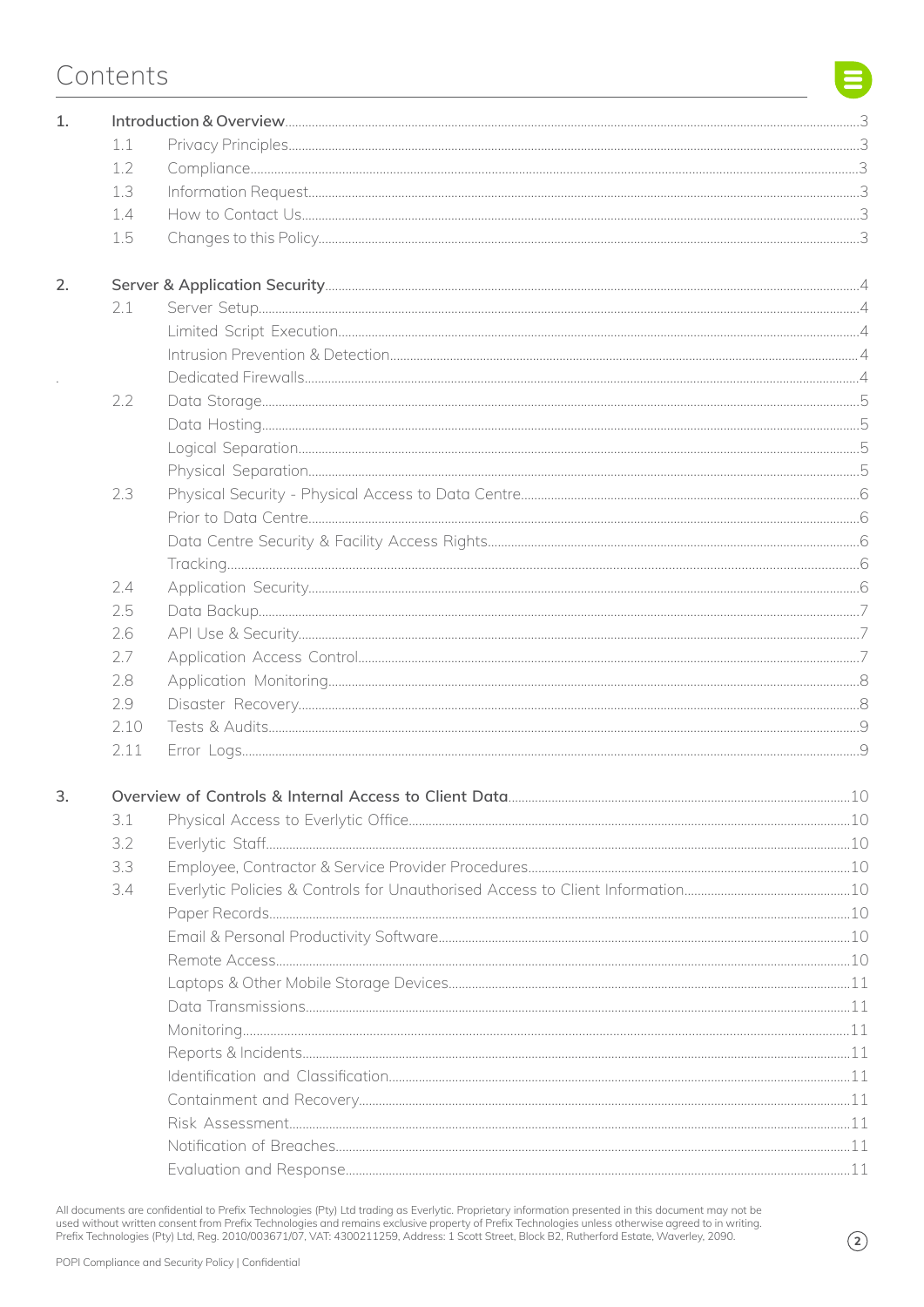# Contents

1. **Introduction & Overview** ........ 3
   - 1.1 Privacy Principles ........ 3
   - 1.2 Compliance ........ 3
   - 1.3 Information Request ........ 3
   - 1.4 How to Contact Us ........ 3
   - 1.5 Changes to this Policy ........ 3

2. **Server & Application Security** ........ 4
   - 2.1 Server Setup ........ 4
     - Limited Script Execution ........ 4
     - Intrusion Prevention & Detection ........ 4
     - Dedicated Firewalls ........ 4
   - 2.2 Data Storage ........ 5
     - Data Hosting ........ 5
     - Logical Separation ........ 5
     - Physical Separation ........ 5
   - 2.3 Physical Security - Physical Access to Data Centre ........ 6
     - Prior to Data Centre ........ 6
     - Data Centre Security & Facility Access Rights ........ 6
     - Tracking ........ 6
   - 2.4 Application Security ........ 6
   - 2.5 Data Backup ........ 7
   - 2.6 API Use & Security ........ 7
   - 2.7 Application Access Control ........ 7
   - 2.8 Application Monitoring ........ 8
   - 2.9 Disaster Recovery ........ 8
   - 2.10 Tests & Audits ........ 9
   - 2.11 Error Logs ........ 9

3. **Overview of Controls & Internal Access to Client Data** ........ 10
   - 3.1 Physical Access to Everlytic Office ........ 10
   - 3.2 Everlytic Staff ........ 10
   - 3.3 Employee, Contractor & Service Provider Procedures ........ 10
   - 3.4 Everlytic Policies & Controls for Unauthorised Access to Client Information ........ 10
     - Paper Records ........ 10
     - Email & Personal Productivity Software ........ 10
     - Remote Access ........ 10
     - Laptops & Other Mobile Storage Devices ........ 11
     - Data Transmissions ........ 11
     - Monitoring ........ 11
     - Reports & Incidents ........ 11
     - Identification and Classification ........ 11
     - Containment and Recovery ........ 11
     - Risk Assessment ........ 11
     - Notification of Breaches ........ 11
     - Evaluation and Response ........ 11

All documents are confidential to Prefix Technologies (Pty) Ltd trading as Everlytic. Proprietary information presented in this document may not be used without written consent from Prefix Technologies and remains exclusive property of Prefix Technologies unless otherwise agreed to in writing. Prefix Technologies (Pty) Ltd, Reg. 2010/003671/07, VAT: 4300211259, Address: 1 Scott Street, Block B2, Rutherford Estate, Waverley, 2090.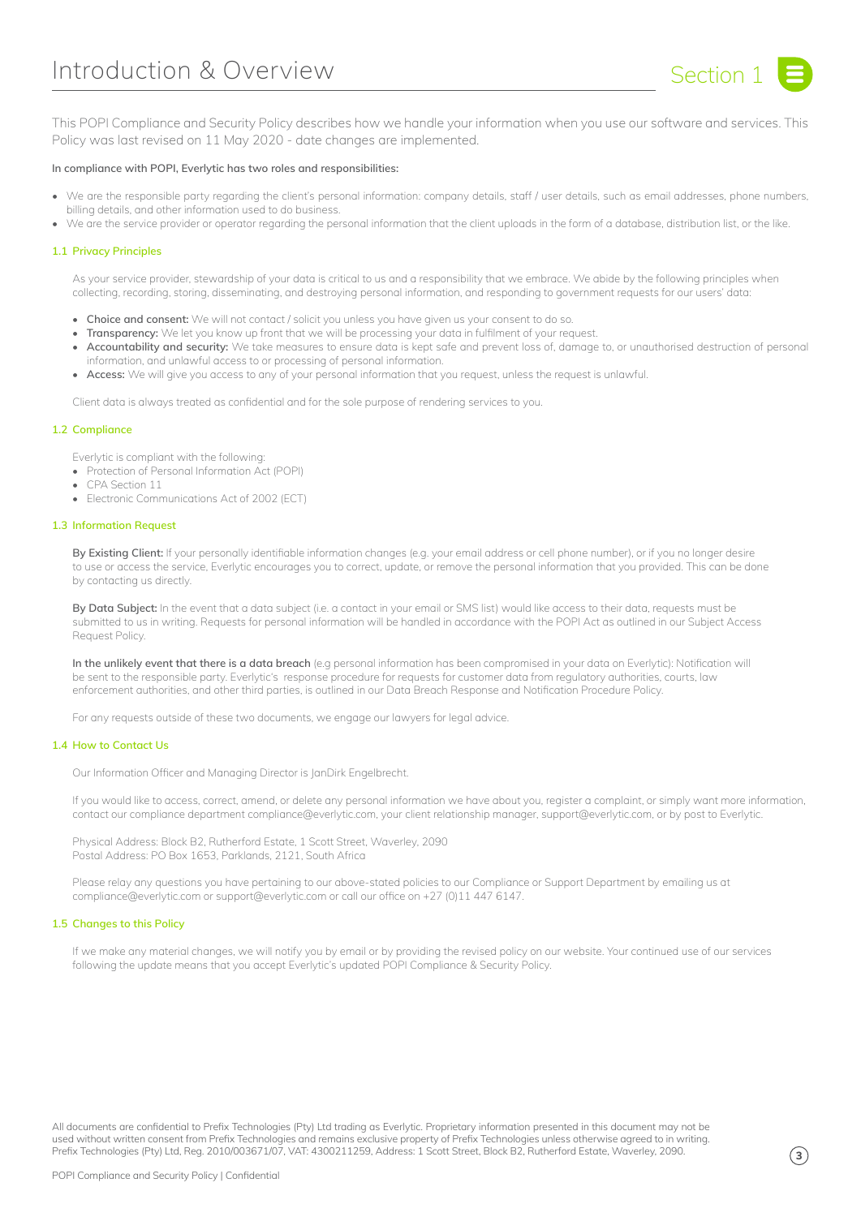# Introduction & Overview

Section 1

This POPI Compliance and Security Policy describes how we handle your information when you use our software and services. This Policy was last revised on 11 May 2020 - date changes are implemented.

**In compliance with POPI, Everlytic has two roles and responsibilities:**

- We are the responsible party regarding the client's personal information: company details, staff / user details, such as email addresses, phone numbers, billing details, and other information used to do business.
- We are the service provider or operator regarding the personal information that the client uploads in the form of a database, distribution list, or the like.

### 1.1 Privacy Principles

As your service provider, stewardship of your data is critical to us and a responsibility that we embrace. We abide by the following principles when collecting, recording, storing, disseminating, and destroying personal information, and responding to government requests for our users' data:

- **Choice and consent:** We will not contact / solicit you unless you have given us your consent to do so.
- **Transparency:** We let you know up front that we will be processing your data in fulfilment of your request.
- **Accountability and security:** We take measures to ensure data is kept safe and prevent loss of, damage to, or unauthorised destruction of personal information, and unlawful access to or processing of personal information.
- **Access:** We will give you access to any of your personal information that you request, unless the request is unlawful.

Client data is always treated as confidential and for the sole purpose of rendering services to you.

### 1.2 Compliance

Everlytic is compliant with the following:

- Protection of Personal Information Act (POPI)
- CPA Section 11
- Electronic Communications Act of 2002 (ECT)

### 1.3 Information Request

**By Existing Client:** If your personally identifiable information changes (e.g. your email address or cell phone number), or if you no longer desire to use or access the service, Everlytic encourages you to correct, update, or remove the personal information that you provided. This can be done by contacting us directly.

**By Data Subject:** In the event that a data subject (i.e. a contact in your email or SMS list) would like access to their data, requests must be submitted to us in writing. Requests for personal information will be handled in accordance with the POPI Act as outlined in our Subject Access Request Policy.

**In the unlikely event that there is a data breach** (e.g personal information has been compromised in your data on Everlytic): Notification will be sent to the responsible party. Everlytic's response procedure for requests for customer data from regulatory authorities, courts, law enforcement authorities, and other third parties, is outlined in our Data Breach Response and Notification Procedure Policy.

For any requests outside of these two documents, we engage our lawyers for legal advice.

### 1.4 How to Contact Us

Our Information Officer and Managing Director is JanDirk Engelbrecht.

If you would like to access, correct, amend, or delete any personal information we have about you, register a complaint, or simply want more information, contact our compliance department compliance@everlytic.com, your client relationship manager, support@everlytic.com, or by post to Everlytic.

Physical Address: Block B2, Rutherford Estate, 1 Scott Street, Waverley, 2090
Postal Address: PO Box 1653, Parklands, 2121, South Africa

Please relay any questions you have pertaining to our above-stated policies to our Compliance or Support Department by emailing us at compliance@everlytic.com or support@everlytic.com or call our office on +27 (0)11 447 6147.

### 1.5 Changes to this Policy

If we make any material changes, we will notify you by email or by providing the revised policy on our website. Your continued use of our services following the update means that you accept Everlytic's updated POPI Compliance & Security Policy.

All documents are confidential to Prefix Technologies (Pty) Ltd trading as Everlytic. Proprietary information presented in this document may not be used without written consent from Prefix Technologies and remains exclusive property of Prefix Technologies unless otherwise agreed to in writing. Prefix Technologies (Pty) Ltd, Reg. 2010/003671/07, VAT: 4300211259, Address: 1 Scott Street, Block B2, Rutherford Estate, Waverley, 2090.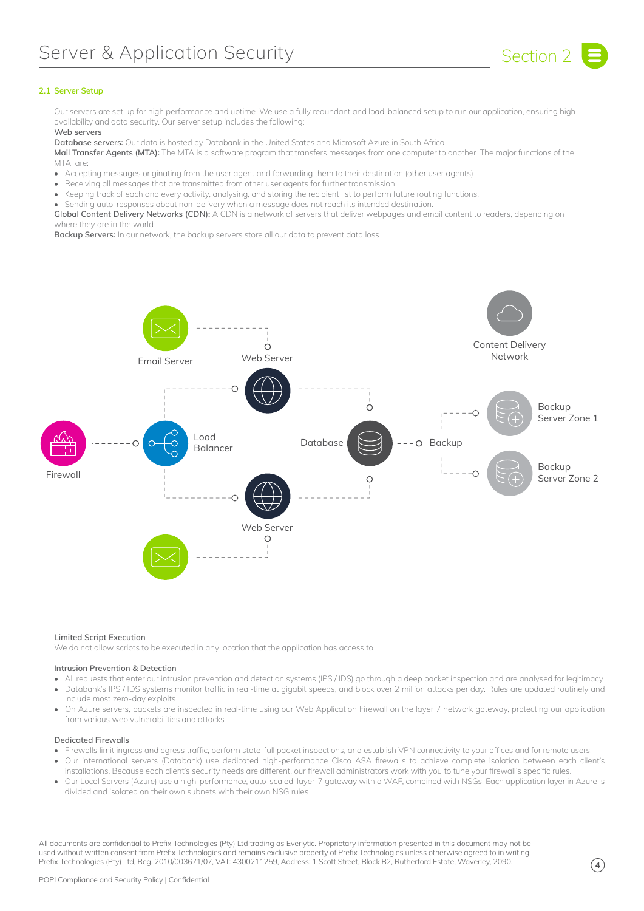# Server & Application Security

## 2.1 Server Setup

Our servers are set up for high performance and uptime. We use a fully redundant and load-balanced setup to run our application, ensuring high availability and data security. Our server setup includes the following:

**Web servers**

**Database servers:** Our data is hosted by Databank in the United States and Microsoft Azure in South Africa.

**Mail Transfer Agents (MTA):** The MTA is a software program that transfers messages from one computer to another. The major functions of the MTA are:

- Accepting messages originating from the user agent and forwarding them to their destination (other user agents).
- Receiving all messages that are transmitted from other user agents for further transmission.
- Keeping track of each and every activity, analysing, and storing the recipient list to perform future routing functions.
- Sending auto-responses about non-delivery when a message does not reach its intended destination.

**Global Content Delivery Networks (CDN):** A CDN is a network of servers that deliver webpages and email content to readers, depending on where they are in the world.

**Backup Servers:** In our network, the backup servers store all our data to prevent data loss.

Email Server | Web Server | Content Delivery Network | Backup Server Zone 1 | Firewall | Load Balancer | Database | Backup | Backup Server Zone 2 | Web Server

### Limited Script Execution

We do not allow scripts to be executed in any location that the application has access to.

### Intrusion Prevention & Detection

- All requests that enter our intrusion prevention and detection systems (IPS / IDS) go through a deep packet inspection and are analysed for legitimacy.
- Databank's IPS / IDS systems monitor traffic in real-time at gigabit speeds, and block over 2 million attacks per day. Rules are updated routinely and include most zero-day exploits.
- On Azure servers, packets are inspected in real-time using our Web Application Firewall on the layer 7 network gateway, protecting our application from various web vulnerabilities and attacks.

### Dedicated Firewalls

- Firewalls limit ingress and egress traffic, perform state-full packet inspections, and establish VPN connectivity to your offices and for remote users.
- Our international servers (Databank) use dedicated high-performance Cisco ASA firewalls to achieve complete isolation between each client's installations. Because each client's security needs are different, our firewall administrators work with you to tune your firewall's specific rules.
- Our Local Servers (Azure) use a high-performance, auto-scaled, layer-7 gateway with a WAF, combined with NSGs. Each application layer in Azure is divided and isolated on their own subnets with their own NSG rules.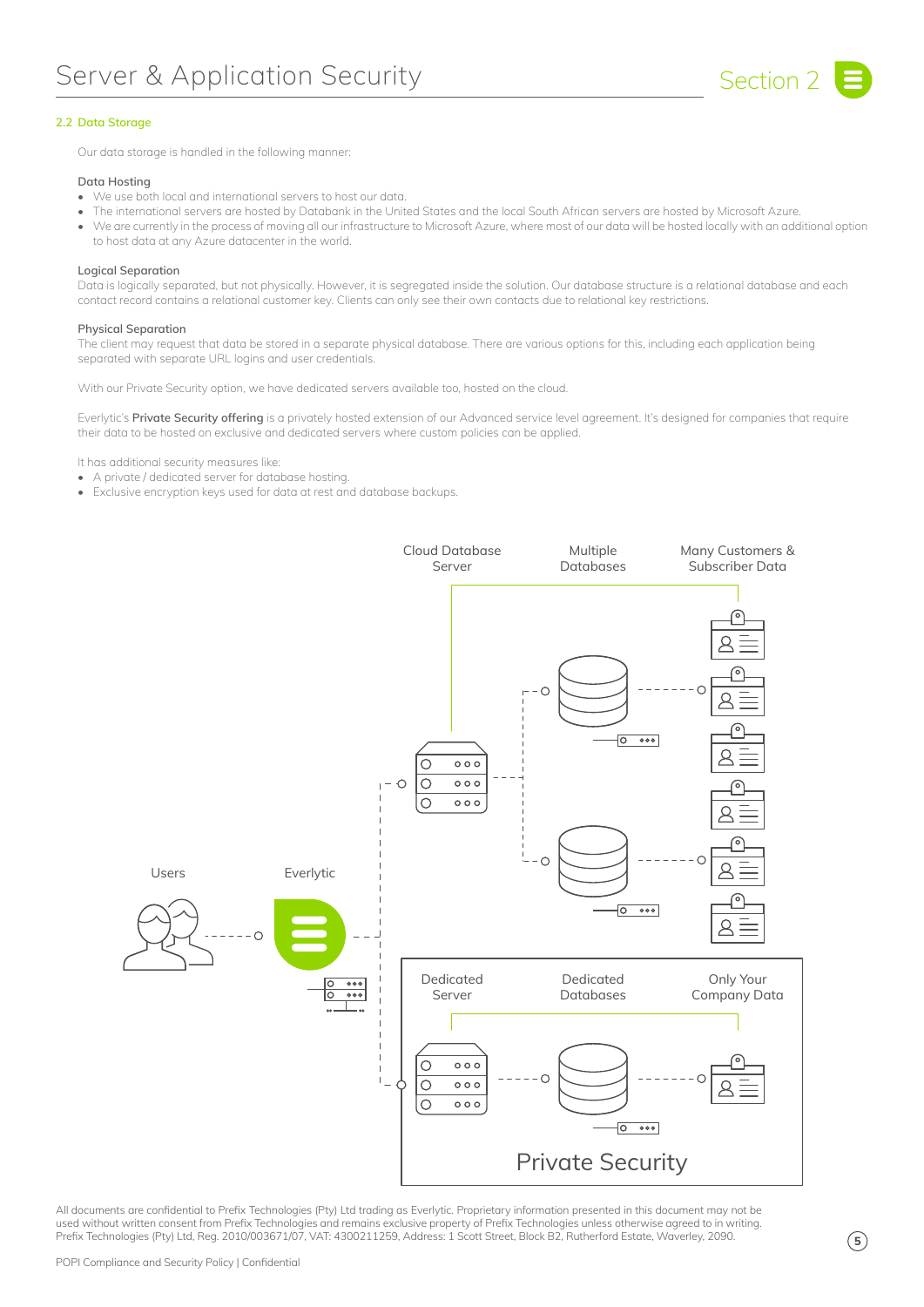## 2.2 Data Storage

Our data storage is handled in the following manner:

**Data Hosting**

- We use both local and international servers to host our data.
- The international servers are hosted by Databank in the United States and the local South African servers are hosted by Microsoft Azure.
- We are currently in the process of moving all our infrastructure to Microsoft Azure, where most of our data will be hosted locally with an additional option to host data at any Azure datacenter in the world.

**Logical Separation**

Data is logically separated, but not physically. However, it is segregated inside the solution. Our database structure is a relational database and each contact record contains a relational customer key. Clients can only see their own contacts due to relational key restrictions.

**Physical Separation**

The client may request that data be stored in a separate physical database. There are various options for this, including each application being separated with separate URL logins and user credentials.

With our Private Security option, we have dedicated servers available too, hosted on the cloud.

Everlytic's **Private Security offering** is a privately hosted extension of our Advanced service level agreement. It's designed for companies that require their data to be hosted on exclusive and dedicated servers where custom policies can be applied.

It has additional security measures like:

- A private / dedicated server for database hosting.
- Exclusive encryption keys used for data at rest and database backups.

Cloud Database Server | Multiple Databases | Many Customers & Subscriber Data

Users | Everlytic

Dedicated Server | Dedicated Databases | Only Your Company Data

Private Security

All documents are confidential to Prefix Technologies (Pty) Ltd trading as Everlytic. Proprietary information presented in this document may not be used without written consent from Prefix Technologies and remains exclusive property of Prefix Technologies unless otherwise agreed to in writing. Prefix Technologies (Pty) Ltd, Reg. 2010/003671/07, VAT: 4300211259, Address: 1 Scott Street, Block B2, Rutherford Estate, Waverley, 2090.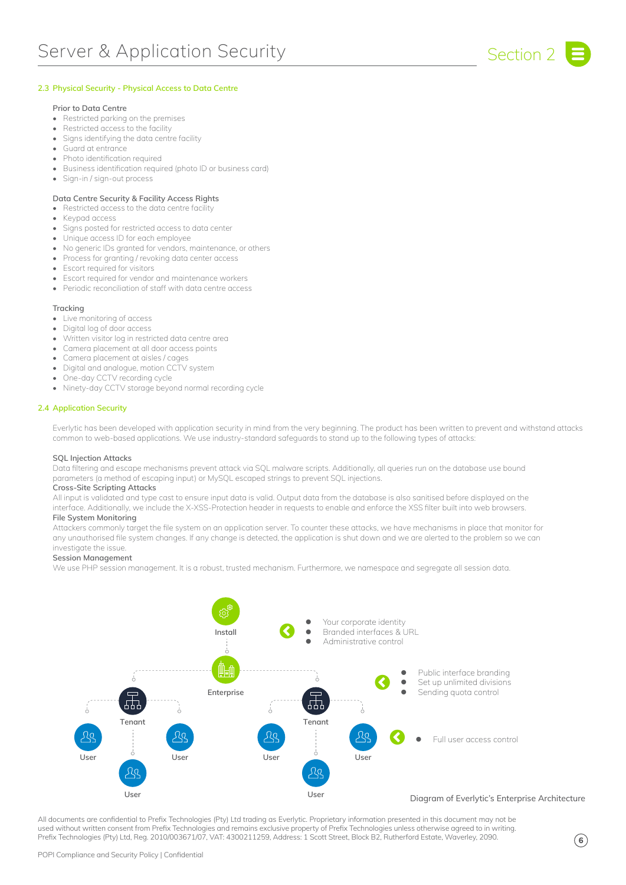## 2.3 Physical Security - Physical Access to Data Centre

### Prior to Data Centre

- Restricted parking on the premises
- Restricted access to the facility
- Signs identifying the data centre facility
- Guard at entrance
- Photo identification required
- Business identification required (photo ID or business card)
- Sign-in / sign-out process

### Data Centre Security & Facility Access Rights

- Restricted access to the data centre facility
- Keypad access
- Signs posted for restricted access to data center
- Unique access ID for each employee
- No generic IDs granted for vendors, maintenance, or others
- Process for granting / revoking data center access
- Escort required for visitors
- Escort required for vendor and maintenance workers
- Periodic reconciliation of staff with data centre access

### Tracking

- Live monitoring of access
- Digital log of door access
- Written visitor log in restricted data centre area
- Camera placement at all door access points
- Camera placement at aisles / cages
- Digital and analogue, motion CCTV system
- One-day CCTV recording cycle
- Ninety-day CCTV storage beyond normal recording cycle

## 2.4 Application Security

Everlytic has been developed with application security in mind from the very beginning. The product has been written to prevent and withstand attacks common to web-based applications. We use industry-standard safeguards to stand up to the following types of attacks:

### SQL Injection Attacks

Data filtering and escape mechanisms prevent attack via SQL malware scripts. Additionally, all queries run on the database use bound parameters (a method of escaping input) or MySQL escaped strings to prevent SQL injections.

### Cross-Site Scripting Attacks

All input is validated and type cast to ensure input data is valid. Output data from the database is also sanitised before displayed on the interface. Additionally, we include the X-XSS-Protection header in requests to enable and enforce the XSS filter built into web browsers.

### File System Monitoring

Attackers commonly target the file system on an application server. To counter these attacks, we have mechanisms in place that monitor for any unauthorised file system changes. If any change is detected, the application is shut down and we are alerted to the problem so we can investigate the issue.

### Session Management

We use PHP session management. It is a robust, trusted mechanism. Furthermore, we namespace and segregate all session data.

Install

- Your corporate identity
- Branded interfaces & URL
- Administrative control

Enterprise

- Public interface branding
- Set up unlimited divisions
- Sending quota control

Tenant — User, User, User

Tenant — User, User, User

- Full user access control

Diagram of Everlytic's Enterprise Architecture

All documents are confidential to Prefix Technologies (Pty) Ltd trading as Everlytic. Proprietary information presented in this document may not be used without written consent from Prefix Technologies and remains exclusive property of Prefix Technologies unless otherwise agreed to in writing. Prefix Technologies (Pty) Ltd, Reg. 2010/003671/07, VAT: 4300211259, Address: 1 Scott Street, Block B2, Rutherford Estate, Waverley, 2090.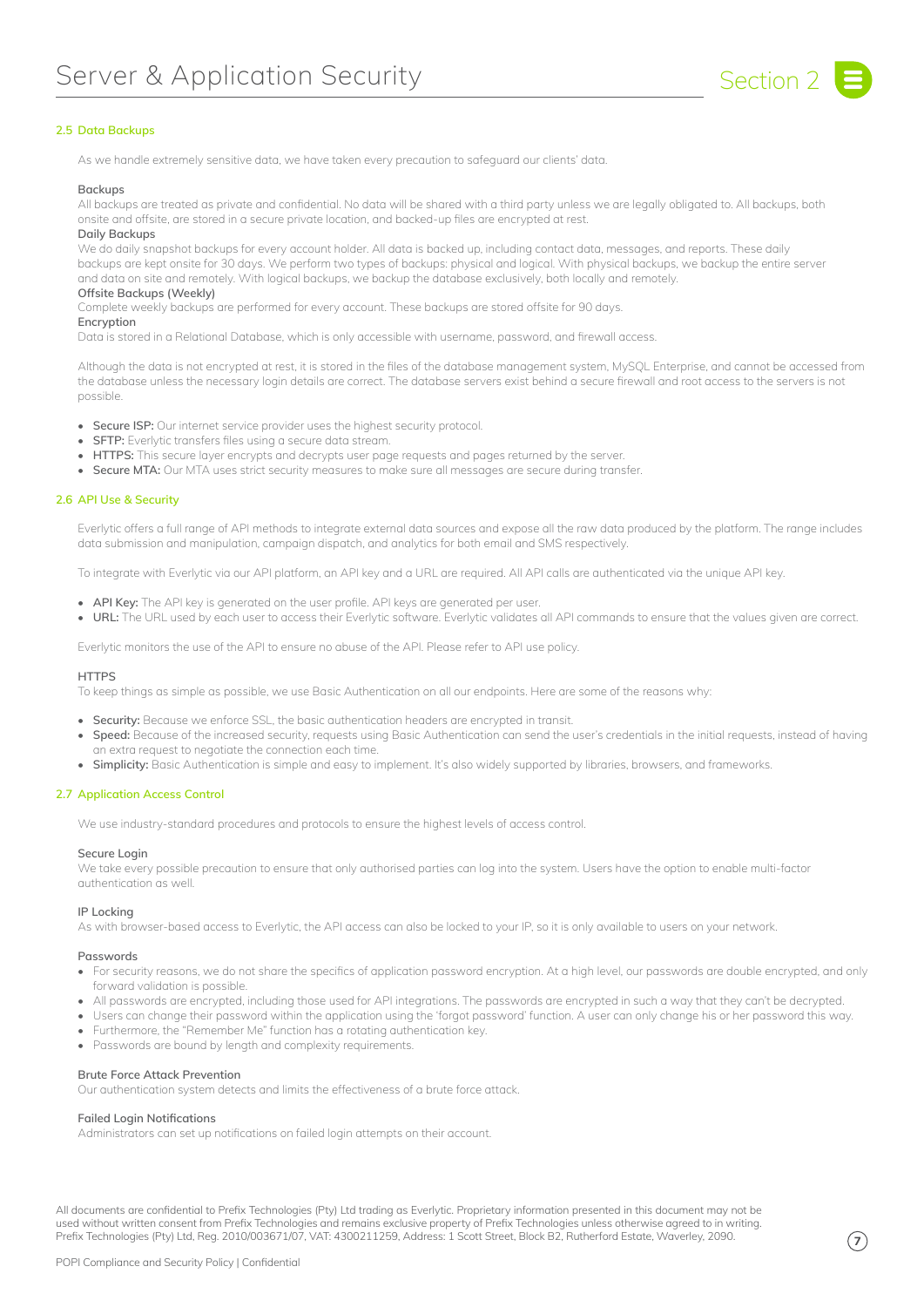## 2.5 Data Backups

As we handle extremely sensitive data, we have taken every precaution to safeguard our clients' data.

### Backups

All backups are treated as private and confidential. No data will be shared with a third party unless we are legally obligated to. All backups, both onsite and offsite, are stored in a secure private location, and backed-up files are encrypted at rest.

### Daily Backups

We do daily snapshot backups for every account holder. All data is backed up, including contact data, messages, and reports. These daily backups are kept onsite for 30 days. We perform two types of backups: physical and logical. With physical backups, we backup the entire server and data on site and remotely. With logical backups, we backup the database exclusively, both locally and remotely.

### Offsite Backups (Weekly)

Complete weekly backups are performed for every account. These backups are stored offsite for 90 days.

### Encryption

Data is stored in a Relational Database, which is only accessible with username, password, and firewall access.

Although the data is not encrypted at rest, it is stored in the files of the database management system, MySQL Enterprise, and cannot be accessed from the database unless the necessary login details are correct. The database servers exist behind a secure firewall and root access to the servers is not possible.

- **Secure ISP:** Our internet service provider uses the highest security protocol.
- **SFTP:** Everlytic transfers files using a secure data stream.
- **HTTPS:** This secure layer encrypts and decrypts user page requests and pages returned by the server.
- **Secure MTA:** Our MTA uses strict security measures to make sure all messages are secure during transfer.

## 2.6 API Use & Security

Everlytic offers a full range of API methods to integrate external data sources and expose all the raw data produced by the platform. The range includes data submission and manipulation, campaign dispatch, and analytics for both email and SMS respectively.

To integrate with Everlytic via our API platform, an API key and a URL are required. All API calls are authenticated via the unique API key.

- **API Key:** The API key is generated on the user profile. API keys are generated per user.
- **URL:** The URL used by each user to access their Everlytic software. Everlytic validates all API commands to ensure that the values given are correct.

Everlytic monitors the use of the API to ensure no abuse of the API. Please refer to API use policy.

### HTTPS

To keep things as simple as possible, we use Basic Authentication on all our endpoints. Here are some of the reasons why:

- **Security:** Because we enforce SSL, the basic authentication headers are encrypted in transit.
- **Speed:** Because of the increased security, requests using Basic Authentication can send the user's credentials in the initial requests, instead of having an extra request to negotiate the connection each time.
- **Simplicity:** Basic Authentication is simple and easy to implement. It's also widely supported by libraries, browsers, and frameworks.

## 2.7 Application Access Control

We use industry-standard procedures and protocols to ensure the highest levels of access control.

### Secure Login

We take every possible precaution to ensure that only authorised parties can log into the system. Users have the option to enable multi-factor authentication as well.

### IP Locking

As with browser-based access to Everlytic, the API access can also be locked to your IP, so it is only available to users on your network.

### Passwords

- For security reasons, we do not share the specifics of application password encryption. At a high level, our passwords are double encrypted, and only forward validation is possible.
- All passwords are encrypted, including those used for API integrations. The passwords are encrypted in such a way that they can't be decrypted.
- Users can change their password within the application using the 'forgot password' function. A user can only change his or her password this way.
- Furthermore, the "Remember Me" function has a rotating authentication key.
- Passwords are bound by length and complexity requirements.

### Brute Force Attack Prevention

Our authentication system detects and limits the effectiveness of a brute force attack.

### Failed Login Notifications

Administrators can set up notifications on failed login attempts on their account.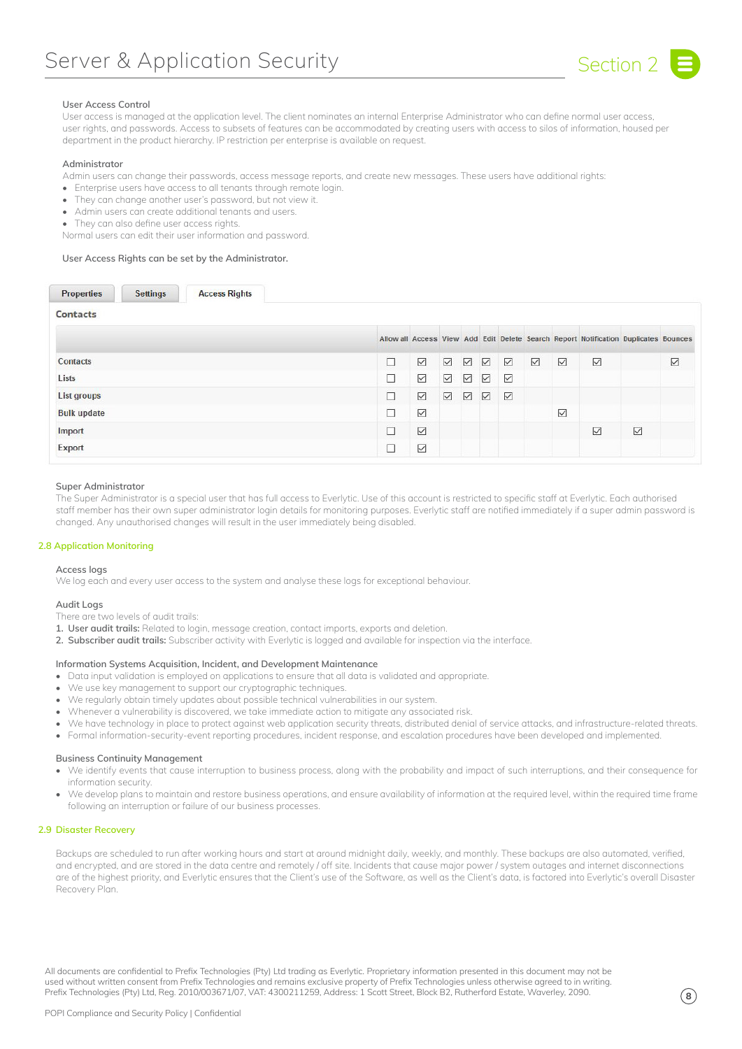#### User Access Control

User access is managed at the application level. The client nominates an internal Enterprise Administrator who can define normal user access, user rights, and passwords. Access to subsets of features can be accommodated by creating users with access to silos of information, housed per department in the product hierarchy. IP restriction per enterprise is available on request.

#### Administrator

Admin users can change their passwords, access message reports, and create new messages. These users have additional rights:

- Enterprise users have access to all tenants through remote login.
- They can change another user's password, but not view it.
- Admin users can create additional tenants and users.
- They can also define user access rights.

Normal users can edit their user information and password.

User Access Rights can be set by the Administrator.

Properties | Settings | **Access Rights**

**Contacts**

| | Allow all | Access | View | Add | Edit | Delete | Search | Report | Notification | Duplicates | Bounces |
|---|---|---|---|---|---|---|---|---|---|---|---|
| Contacts | ☐ | ☑ | ☑ | ☑ | ☑ | ☑ | ☑ | ☑ | ☑ | | ☑ |
| Lists | ☐ | ☑ | ☑ | ☑ | ☑ | ☑ | | | | | |
| List groups | ☐ | ☑ | ☑ | ☑ | ☑ | ☑ | | | | | |
| Bulk update | ☐ | ☑ | | | | | | ☑ | | | |
| Import | ☐ | ☑ | | | | | | | ☑ | ☑ | |
| Export | ☐ | ☑ | | | | | | | | | |

#### Super Administrator

The Super Administrator is a special user that has full access to Everlytic. Use of this account is restricted to specific staff at Everlytic. Each authorised staff member has their own super administrator login details for monitoring purposes. Everlytic staff are notified immediately if a super admin password is changed. Any unauthorised changes will result in the user immediately being disabled.

## 2.8 Application Monitoring

#### Access logs

We log each and every user access to the system and analyse these logs for exceptional behaviour.

#### Audit Logs

There are two levels of audit trails:

1. **User audit trails:** Related to login, message creation, contact imports, exports and deletion.
2. **Subscriber audit trails:** Subscriber activity with Everlytic is logged and available for inspection via the interface.

#### Information Systems Acquisition, Incident, and Development Maintenance

- Data input validation is employed on applications to ensure that all data is validated and appropriate.
- We use key management to support our cryptographic techniques.
- We regularly obtain timely updates about possible technical vulnerabilities in our system.
- Whenever a vulnerability is discovered, we take immediate action to mitigate any associated risk.
- We have technology in place to protect against web application security threats, distributed denial of service attacks, and infrastructure-related threats.
- Formal information-security-event reporting procedures, incident response, and escalation procedures have been developed and implemented.

#### Business Continuity Management

- We identify events that cause interruption to business process, along with the probability and impact of such interruptions, and their consequence for information security.
- We develop plans to maintain and restore business operations, and ensure availability of information at the required level, within the required time frame following an interruption or failure of our business processes.

## 2.9 Disaster Recovery

Backups are scheduled to run after working hours and start at around midnight daily, weekly, and monthly. These backups are also automated, verified, and encrypted, and are stored in the data centre and remotely / off site. Incidents that cause major power / system outages and internet disconnections are of the highest priority, and Everlytic ensures that the Client's use of the Software, as well as the Client's data, is factored into Everlytic's overall Disaster Recovery Plan.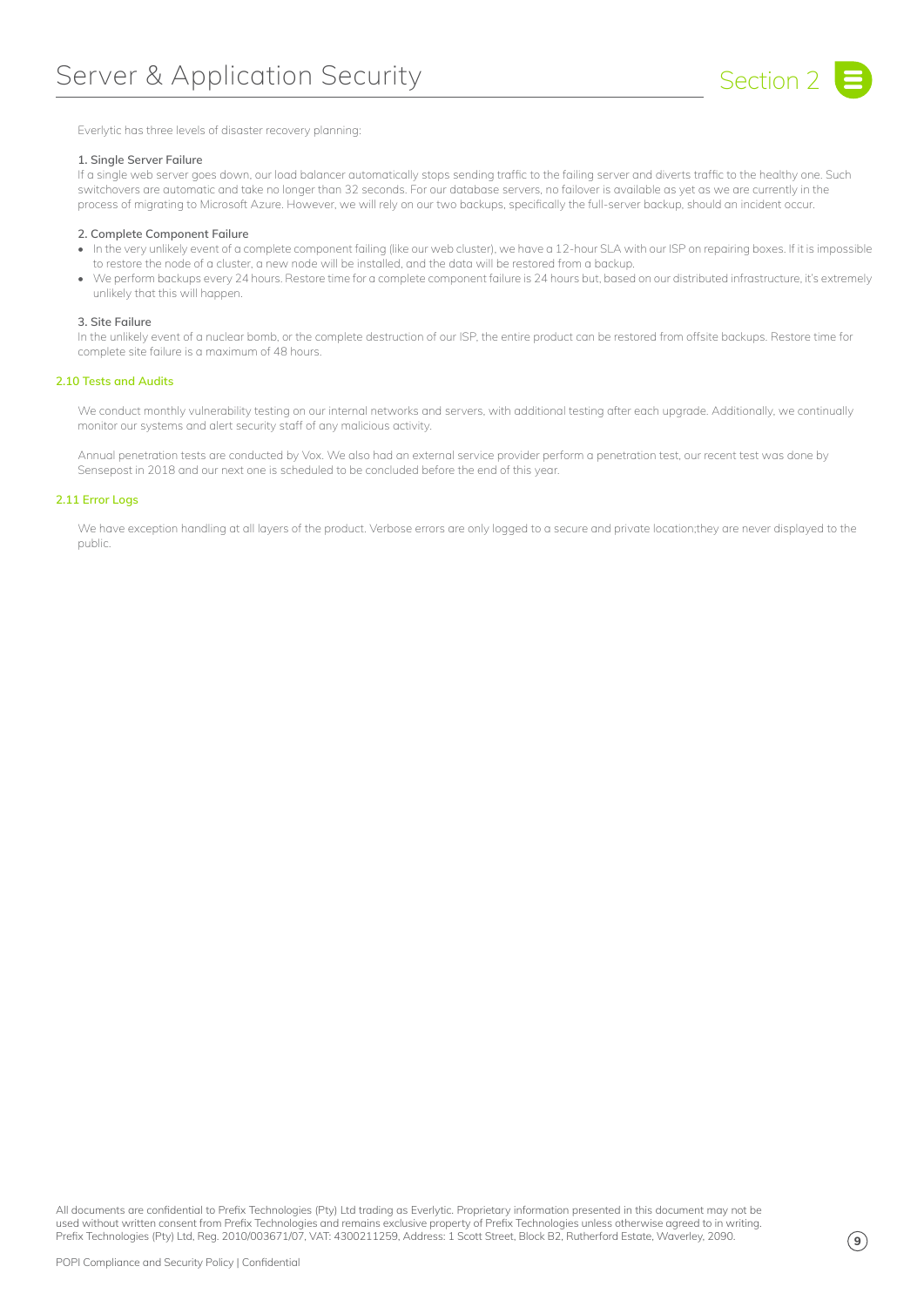Everlytic has three levels of disaster recovery planning:

**1. Single Server Failure**

If a single web server goes down, our load balancer automatically stops sending traffic to the failing server and diverts traffic to the healthy one. Such switchovers are automatic and take no longer than 32 seconds. For our database servers, no failover is available as yet as we are currently in the process of migrating to Microsoft Azure. However, we will rely on our two backups, specifically the full-server backup, should an incident occur.

**2. Complete Component Failure**

- In the very unlikely event of a complete component failing (like our web cluster), we have a 12-hour SLA with our ISP on repairing boxes. If it is impossible to restore the node of a cluster, a new node will be installed, and the data will be restored from a backup.
- We perform backups every 24 hours. Restore time for a complete component failure is 24 hours but, based on our distributed infrastructure, it's extremely unlikely that this will happen.

**3. Site Failure**

In the unlikely event of a nuclear bomb, or the complete destruction of our ISP, the entire product can be restored from offsite backups. Restore time for complete site failure is a maximum of 48 hours.

### 2.10 Tests and Audits

We conduct monthly vulnerability testing on our internal networks and servers, with additional testing after each upgrade. Additionally, we continually monitor our systems and alert security staff of any malicious activity.

Annual penetration tests are conducted by Vox. We also had an external service provider perform a penetration test, our recent test was done by Sensepost in 2018 and our next one is scheduled to be concluded before the end of this year.

### 2.11 Error Logs

We have exception handling at all layers of the product. Verbose errors are only logged to a secure and private location;they are never displayed to the public.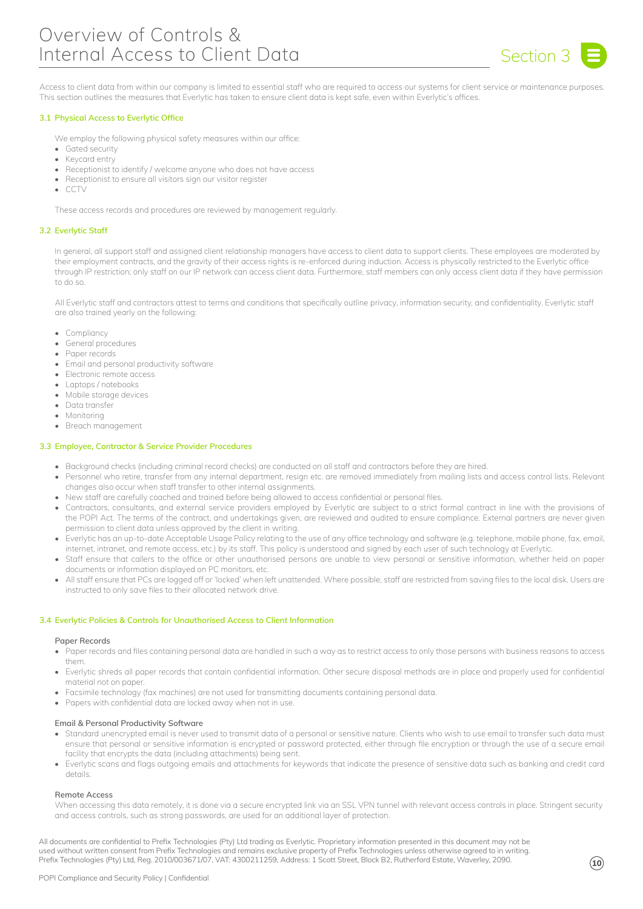# Overview of Controls & Internal Access to Client Data

Section 3

Access to client data from within our company is limited to essential staff who are required to access our systems for client service or maintenance purposes. This section outlines the measures that Everlytic has taken to ensure client data is kept safe, even within Everlytic's offices.

## 3.1 Physical Access to Everlytic Office

We employ the following physical safety measures within our office:

- Gated security
- Keycard entry
- Receptionist to identify / welcome anyone who does not have access
- Receptionist to ensure all visitors sign our visitor register
- CCTV

These access records and procedures are reviewed by management regularly.

## 3.2 Everlytic Staff

In general, all support staff and assigned client relationship managers have access to client data to support clients. These employees are moderated by their employment contracts, and the gravity of their access rights is re-enforced during induction. Access is physically restricted to the Everlytic office through IP restriction; only staff on our IP network can access client data. Furthermore, staff members can only access client data if they have permission to do so.

All Everlytic staff and contractors attest to terms and conditions that specifically outline privacy, information security, and confidentiality. Everlytic staff are also trained yearly on the following:

- Compliancy
- General procedures
- Paper records
- Email and personal productivity software
- Electronic remote access
- Laptops / notebooks
- Mobile storage devices
- Data transfer
- Monitoring
- Breach management

## 3.3 Employee, Contractor & Service Provider Procedures

- Background checks (including criminal record checks) are conducted on all staff and contractors before they are hired.
- Personnel who retire, transfer from any internal department, resign etc. are removed immediately from mailing lists and access control lists. Relevant changes also occur when staff transfer to other internal assignments.
- New staff are carefully coached and trained before being allowed to access confidential or personal files.
- Contractors, consultants, and external service providers employed by Everlytic are subject to a strict formal contract in line with the provisions of the POPI Act. The terms of the contract, and undertakings given, are reviewed and audited to ensure compliance. External partners are never given permission to client data unless approved by the client in writing.
- Everlytic has an up-to-date Acceptable Usage Policy relating to the use of any office technology and software (e.g. telephone, mobile phone, fax, email, internet, intranet, and remote access, etc.) by its staff. This policy is understood and signed by each user of such technology at Everlytic.
- Staff ensure that callers to the office or other unauthorised persons are unable to view personal or sensitive information, whether held on paper documents or information displayed on PC monitors, etc.
- All staff ensure that PCs are logged off or 'locked' when left unattended. Where possible, staff are restricted from saving files to the local disk. Users are instructed to only save files to their allocated network drive.

## 3.4 Everlytic Policies & Controls for Unauthorised Access to Client Information

### Paper Records

- Paper records and files containing personal data are handled in such a way as to restrict access to only those persons with business reasons to access them.
- Everlytic shreds all paper records that contain confidential information. Other secure disposal methods are in place and properly used for confidential material not on paper.
- Facsimile technology (fax machines) are not used for transmitting documents containing personal data.
- Papers with confidential data are locked away when not in use.

### Email & Personal Productivity Software

- Standard unencrypted email is never used to transmit data of a personal or sensitive nature. Clients who wish to use email to transfer such data must ensure that personal or sensitive information is encrypted or password protected, either through file encryption or through the use of a secure email facility that encrypts the data (including attachments) being sent.
- Everlytic scans and flags outgoing emails and attachments for keywords that indicate the presence of sensitive data such as banking and credit card details.

### Remote Access

When accessing this data remotely, it is done via a secure encrypted link via an SSL VPN tunnel with relevant access controls in place. Stringent security and access controls, such as strong passwords, are used for an additional layer of protection.

All documents are confidential to Prefix Technologies (Pty) Ltd trading as Everlytic. Proprietary information presented in this document may not be used without written consent from Prefix Technologies and remains exclusive property of Prefix Technologies unless otherwise agreed to in writing. Prefix Technologies (Pty) Ltd, Reg. 2010/003671/07, VAT: 4300211259, Address: 1 Scott Street, Block B2, Rutherford Estate, Waverley, 2090.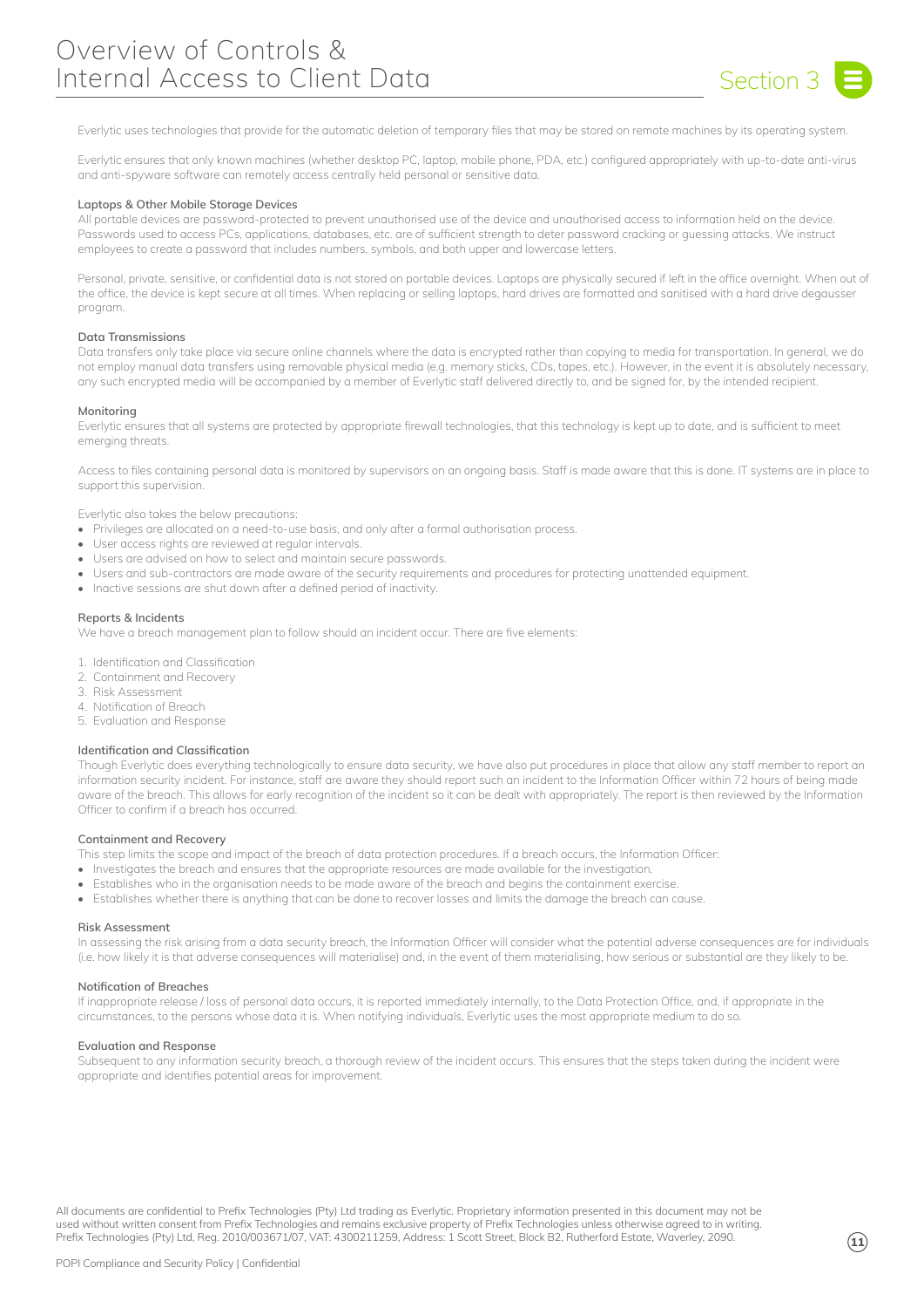# Overview of Controls & Internal Access to Client Data

Section 3

Everlytic uses technologies that provide for the automatic deletion of temporary files that may be stored on remote machines by its operating system.

Everlytic ensures that only known machines (whether desktop PC, laptop, mobile phone, PDA, etc.) configured appropriately with up-to-date anti-virus and anti-spyware software can remotely access centrally held personal or sensitive data.

### Laptops & Other Mobile Storage Devices

All portable devices are password-protected to prevent unauthorised use of the device and unauthorised access to information held on the device. Passwords used to access PCs, applications, databases, etc. are of sufficient strength to deter password cracking or guessing attacks. We instruct employees to create a password that includes numbers, symbols, and both upper and lowercase letters.

Personal, private, sensitive, or confidential data is not stored on portable devices. Laptops are physically secured if left in the office overnight. When out of the office, the device is kept secure at all times. When replacing or selling laptops, hard drives are formatted and sanitised with a hard drive degausser program.

### Data Transmissions

Data transfers only take place via secure online channels where the data is encrypted rather than copying to media for transportation. In general, we do not employ manual data transfers using removable physical media (e.g. memory sticks, CDs, tapes, etc.). However, in the event it is absolutely necessary, any such encrypted media will be accompanied by a member of Everlytic staff delivered directly to, and be signed for, by the intended recipient.

### Monitoring

Everlytic ensures that all systems are protected by appropriate firewall technologies, that this technology is kept up to date, and is sufficient to meet emerging threats.

Access to files containing personal data is monitored by supervisors on an ongoing basis. Staff is made aware that this is done. IT systems are in place to support this supervision.

Everlytic also takes the below precautions:

- Privileges are allocated on a need-to-use basis, and only after a formal authorisation process.
- User access rights are reviewed at regular intervals.
- Users are advised on how to select and maintain secure passwords.
- Users and sub-contractors are made aware of the security requirements and procedures for protecting unattended equipment.
- Inactive sessions are shut down after a defined period of inactivity.

### Reports & Incidents

We have a breach management plan to follow should an incident occur. There are five elements:

1. Identification and Classification
2. Containment and Recovery
3. Risk Assessment
4. Notification of Breach
5. Evaluation and Response

### Identification and Classification

Though Everlytic does everything technologically to ensure data security, we have also put procedures in place that allow any staff member to report an information security incident. For instance, staff are aware they should report such an incident to the Information Officer within 72 hours of being made aware of the breach. This allows for early recognition of the incident so it can be dealt with appropriately. The report is then reviewed by the Information Officer to confirm if a breach has occurred.

### Containment and Recovery

This step limits the scope and impact of the breach of data protection procedures. If a breach occurs, the Information Officer:

- Investigates the breach and ensures that the appropriate resources are made available for the investigation.
- Establishes who in the organisation needs to be made aware of the breach and begins the containment exercise.
- Establishes whether there is anything that can be done to recover losses and limits the damage the breach can cause.

### Risk Assessment

In assessing the risk arising from a data security breach, the Information Officer will consider what the potential adverse consequences are for individuals (i.e. how likely it is that adverse consequences will materialise) and, in the event of them materialising, how serious or substantial are they likely to be.

### Notification of Breaches

If inappropriate release / loss of personal data occurs, it is reported immediately internally, to the Data Protection Office, and, if appropriate in the circumstances, to the persons whose data it is. When notifying individuals, Everlytic uses the most appropriate medium to do so.

### Evaluation and Response

Subsequent to any information security breach, a thorough review of the incident occurs. This ensures that the steps taken during the incident were appropriate and identifies potential areas for improvement.

All documents are confidential to Prefix Technologies (Pty) Ltd trading as Everlytic. Proprietary information presented in this document may not be used without written consent from Prefix Technologies and remains exclusive property of Prefix Technologies unless otherwise agreed to in writing. Prefix Technologies (Pty) Ltd, Reg. 2010/003671/07, VAT: 4300211259, Address: 1 Scott Street, Block B2, Rutherford Estate, Waverley, 2090.